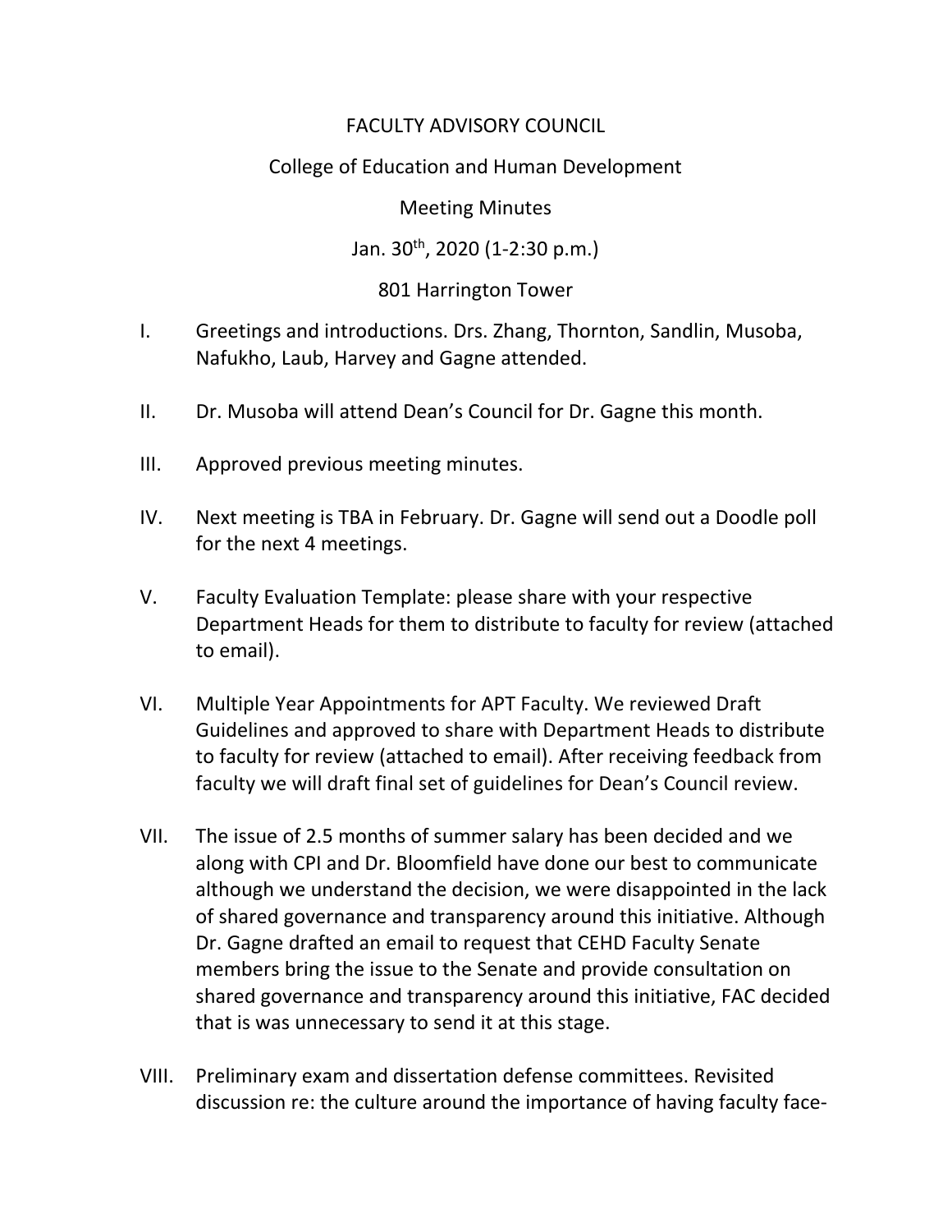# FACULTY ADVISORY COUNCIL

## College of Education and Human Development

### Meeting Minutes

Jan. 30th, 2020 (1-2:30 p.m.)

801 Harrington Tower

I. Greetings and introductions. Drs. Zhang, Thornton, Sandlin, Musoba, Nafukho, Laub, Harvey and Gagne attended.

II. Dr. Musoba will attend Dean's Council for Dr. Gagne this month.

III. Approved previous meeting minutes.

IV. Next meeting is TBA in February. Dr. Gagne will send out a Doodle poll for the next 4 meetings.

V. Faculty Evaluation Template: please share with your respective Department Heads for them to distribute to faculty for review (attached to email).

VI. Multiple Year Appointments for APT Faculty. We reviewed Draft Guidelines and approved to share with Department Heads to distribute to faculty for review (attached to email). After receiving feedback from faculty we will draft final set of guidelines for Dean's Council review.

VII. The issue of 2.5 months of summer salary has been decided and we along with CPI and Dr. Bloomfield have done our best to communicate although we understand the decision, we were disappointed in the lack of shared governance and transparency around this initiative. Although Dr. Gagne drafted an email to request that CEHD Faculty Senate members bring the issue to the Senate and provide consultation on shared governance and transparency around this initiative, FAC decided that is was unnecessary to send it at this stage.

VIII. Preliminary exam and dissertation defense committees. Revisited discussion re: the culture around the importance of having faculty face-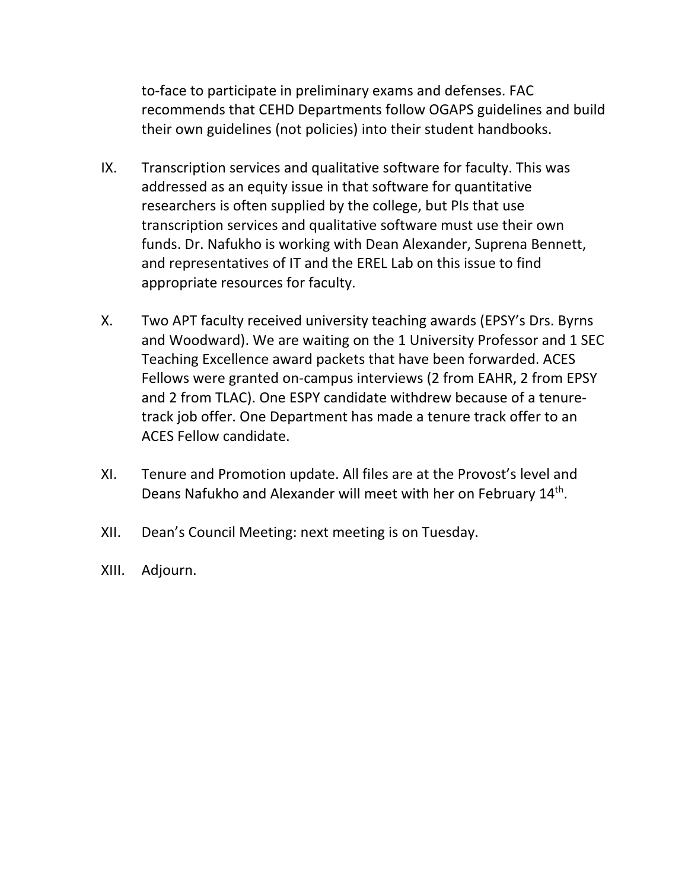to-face to participate in preliminary exams and defenses. FAC recommends that CEHD Departments follow OGAPS guidelines and build their own guidelines (not policies) into their student handbooks.

IX. Transcription services and qualitative software for faculty. This was addressed as an equity issue in that software for quantitative researchers is often supplied by the college, but PIs that use transcription services and qualitative software must use their own funds. Dr. Nafukho is working with Dean Alexander, Suprena Bennett, and representatives of IT and the EREL Lab on this issue to find appropriate resources for faculty.

X. Two APT faculty received university teaching awards (EPSY's Drs. Byrns and Woodward). We are waiting on the 1 University Professor and 1 SEC Teaching Excellence award packets that have been forwarded. ACES Fellows were granted on-campus interviews (2 from EAHR, 2 from EPSY and 2 from TLAC). One ESPY candidate withdrew because of a tenure-track job offer. One Department has made a tenure track offer to an ACES Fellow candidate.

XI. Tenure and Promotion update. All files are at the Provost's level and Deans Nafukho and Alexander will meet with her on February 14th.

XII. Dean's Council Meeting: next meeting is on Tuesday.

XIII. Adjourn.